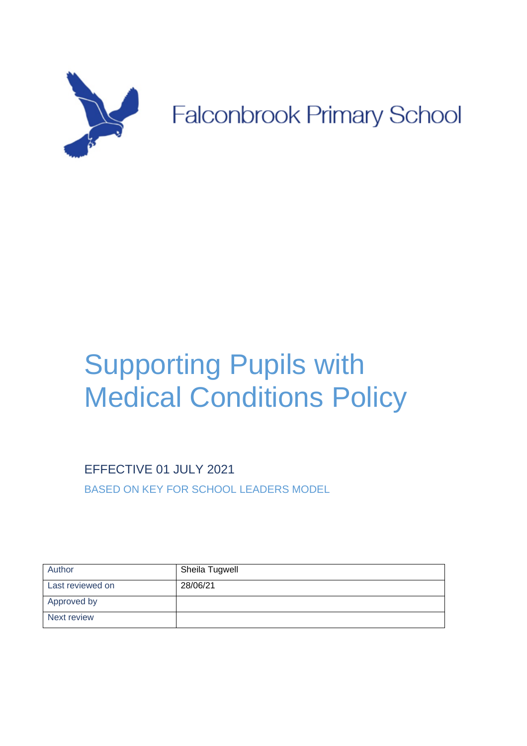Falconbrook Primary School

# Supporting Pupils with Medical Conditions Policy

EFFECTIVE 01 JULY 2021

BASED ON KEY FOR SCHOOL LEADERS MODEL

| Author | Sheila Tugwell |
|---|---|
| Last reviewed on | 28/06/21 |
| Approved by | |
| Next review | |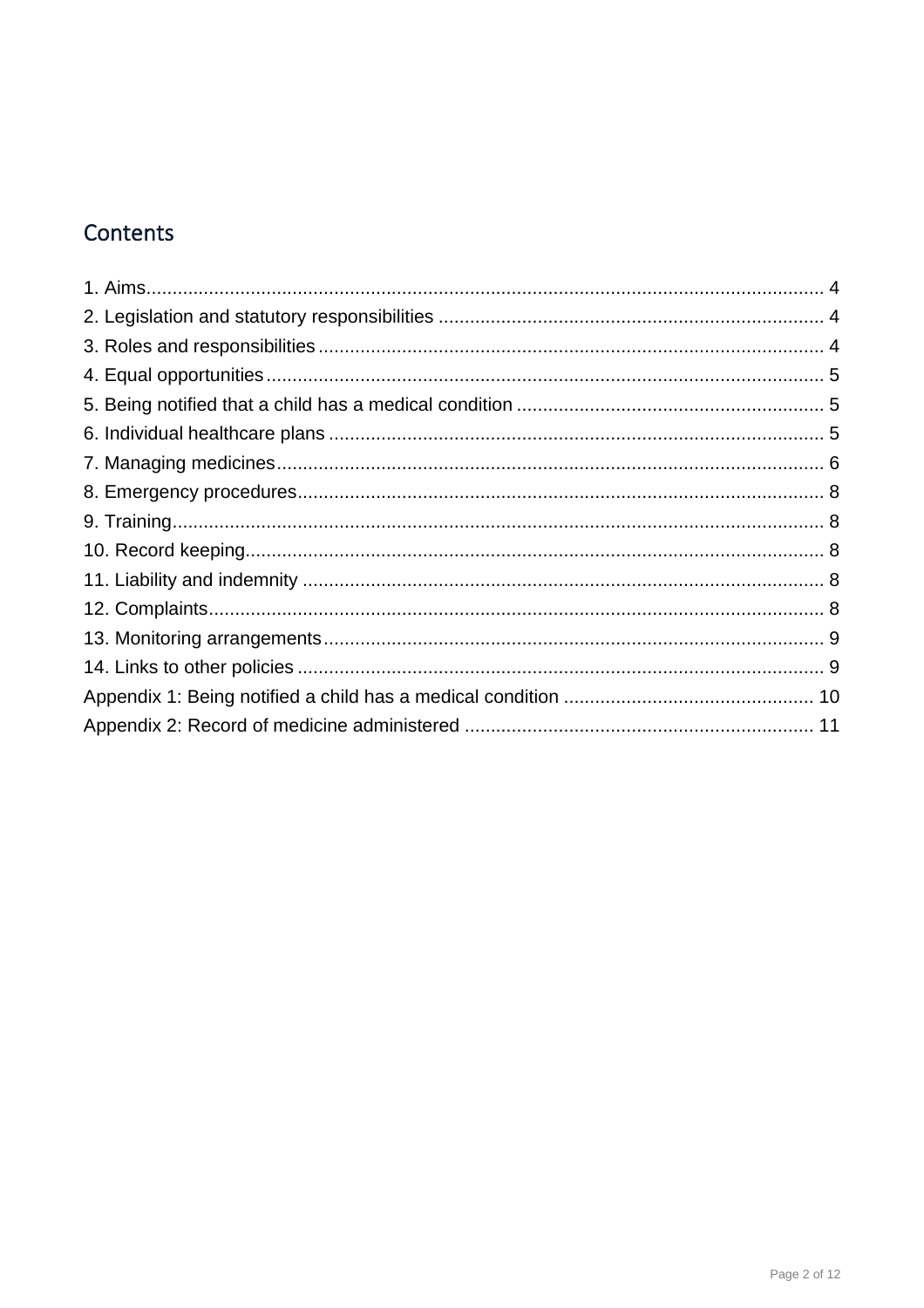# Contents

1. Aims ... 4
2. Legislation and statutory responsibilities ... 4
3. Roles and responsibilities ... 4
4. Equal opportunities ... 5
5. Being notified that a child has a medical condition ... 5
6. Individual healthcare plans ... 5
7. Managing medicines ... 6
8. Emergency procedures ... 8
9. Training ... 8
10. Record keeping ... 8
11. Liability and indemnity ... 8
12. Complaints ... 8
13. Monitoring arrangements ... 9
14. Links to other policies ... 9

Appendix 1: Being notified a child has a medical condition ... 10

Appendix 2: Record of medicine administered ... 11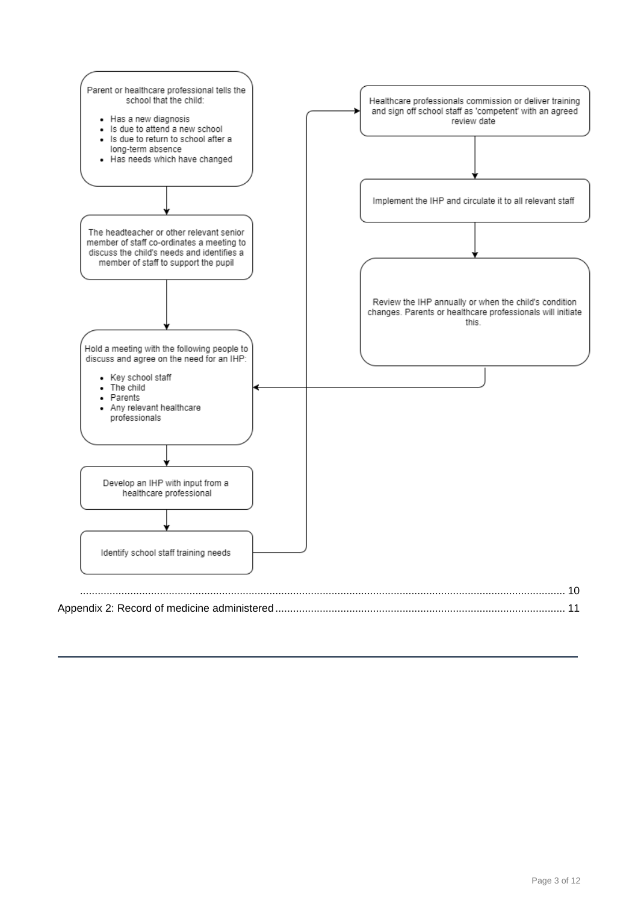Parent or healthcare professional tells the school that the child:

- Has a new diagnosis
- Is due to attend a new school
- Is due to return to school after a long-term absence
- Has needs which have changed

↓

The headteacher or other relevant senior member of staff co-ordinates a meeting to discuss the child's needs and identifies a member of staff to support the pupil

↓

Hold a meeting with the following people to discuss and agree on the need for an IHP:

- Key school staff
- The child
- Parents
- Any relevant healthcare professionals

↓

Develop an IHP with input from a healthcare professional

↓

Identify school staff training needs

↓

Healthcare professionals commission or deliver training and sign off school staff as 'competent' with an agreed review date

↓

Implement the IHP and circulate it to all relevant staff

↓

Review the IHP annually or when the child's condition changes. Parents or healthcare professionals will initiate this.

.................................................................................................................................................. 10

Appendix 2: Record of medicine administered ................................................................................ 11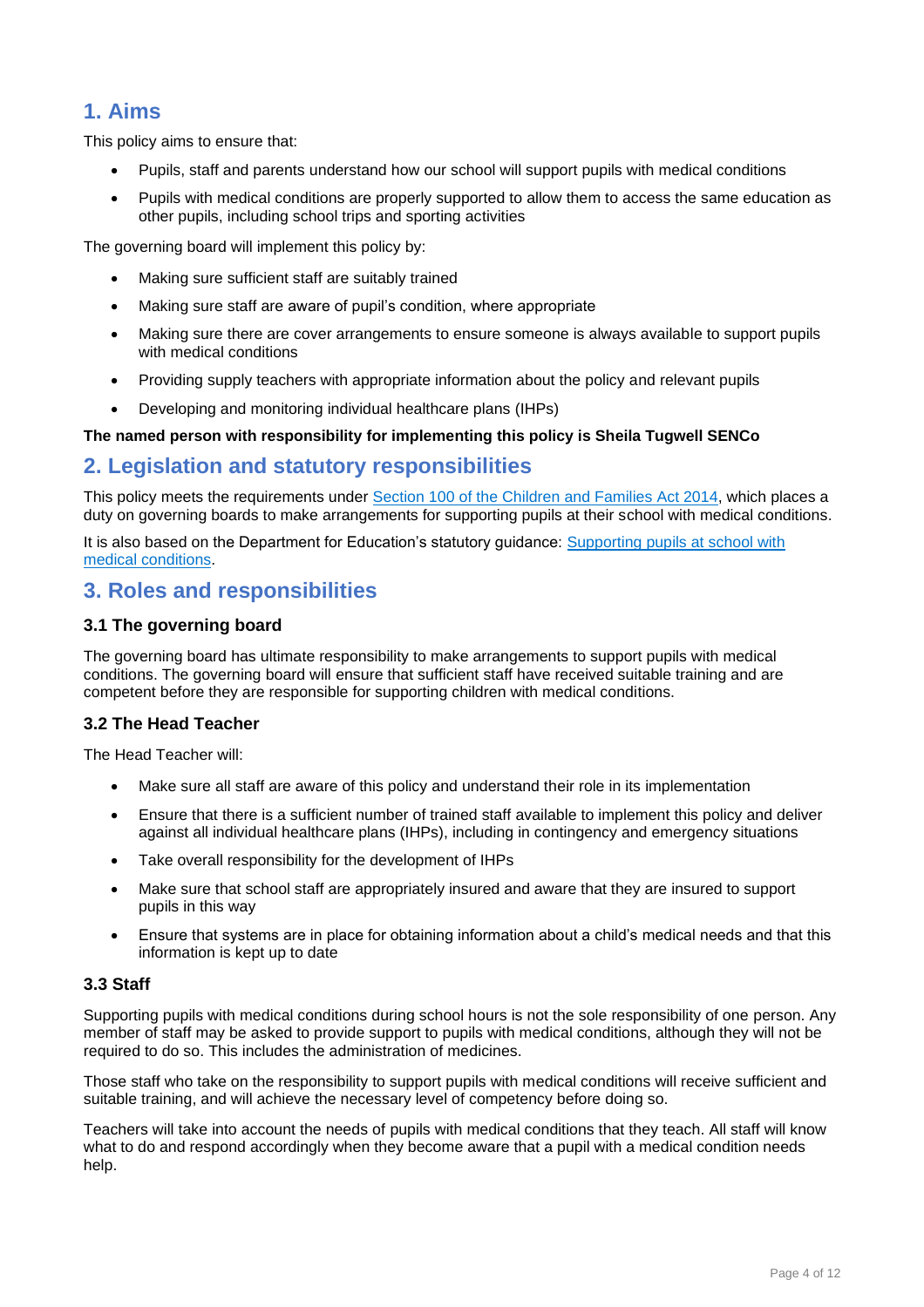## 1. Aims

This policy aims to ensure that:

- Pupils, staff and parents understand how our school will support pupils with medical conditions
- Pupils with medical conditions are properly supported to allow them to access the same education as other pupils, including school trips and sporting activities

The governing board will implement this policy by:

- Making sure sufficient staff are suitably trained
- Making sure staff are aware of pupil's condition, where appropriate
- Making sure there are cover arrangements to ensure someone is always available to support pupils with medical conditions
- Providing supply teachers with appropriate information about the policy and relevant pupils
- Developing and monitoring individual healthcare plans (IHPs)

**The named person with responsibility for implementing this policy is Sheila Tugwell SENCo**

## 2. Legislation and statutory responsibilities

This policy meets the requirements under [Section 100 of the Children and Families Act 2014](), which places a duty on governing boards to make arrangements for supporting pupils at their school with medical conditions.

It is also based on the Department for Education's statutory guidance: [Supporting pupils at school with medical conditions]().

## 3. Roles and responsibilities

### 3.1 The governing board

The governing board has ultimate responsibility to make arrangements to support pupils with medical conditions. The governing board will ensure that sufficient staff have received suitable training and are competent before they are responsible for supporting children with medical conditions.

### 3.2 The Head Teacher

The Head Teacher will:

- Make sure all staff are aware of this policy and understand their role in its implementation
- Ensure that there is a sufficient number of trained staff available to implement this policy and deliver against all individual healthcare plans (IHPs), including in contingency and emergency situations
- Take overall responsibility for the development of IHPs
- Make sure that school staff are appropriately insured and aware that they are insured to support pupils in this way
- Ensure that systems are in place for obtaining information about a child's medical needs and that this information is kept up to date

### 3.3 Staff

Supporting pupils with medical conditions during school hours is not the sole responsibility of one person. Any member of staff may be asked to provide support to pupils with medical conditions, although they will not be required to do so. This includes the administration of medicines.

Those staff who take on the responsibility to support pupils with medical conditions will receive sufficient and suitable training, and will achieve the necessary level of competency before doing so.

Teachers will take into account the needs of pupils with medical conditions that they teach. All staff will know what to do and respond accordingly when they become aware that a pupil with a medical condition needs help.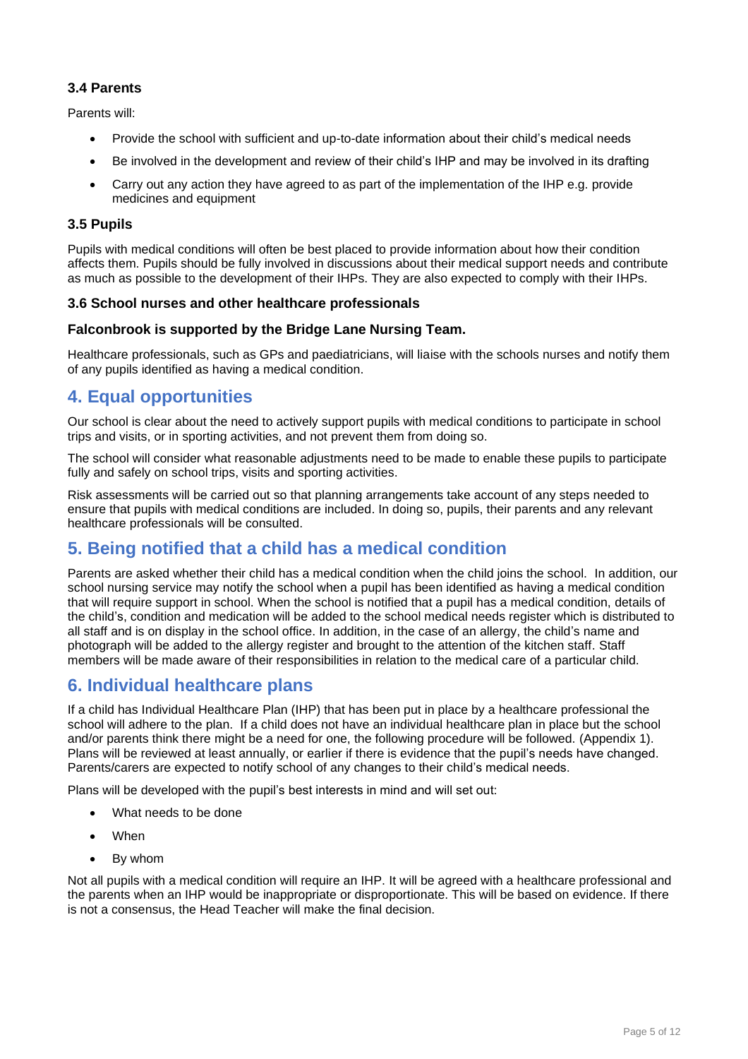### 3.4 Parents

Parents will:

- Provide the school with sufficient and up-to-date information about their child's medical needs
- Be involved in the development and review of their child's IHP and may be involved in its drafting
- Carry out any action they have agreed to as part of the implementation of the IHP e.g. provide medicines and equipment

### 3.5 Pupils

Pupils with medical conditions will often be best placed to provide information about how their condition affects them. Pupils should be fully involved in discussions about their medical support needs and contribute as much as possible to the development of their IHPs. They are also expected to comply with their IHPs.

### 3.6 School nurses and other healthcare professionals

**Falconbrook is supported by the Bridge Lane Nursing Team.**

Healthcare professionals, such as GPs and paediatricians, will liaise with the schools nurses and notify them of any pupils identified as having a medical condition.

## 4. Equal opportunities

Our school is clear about the need to actively support pupils with medical conditions to participate in school trips and visits, or in sporting activities, and not prevent them from doing so.

The school will consider what reasonable adjustments need to be made to enable these pupils to participate fully and safely on school trips, visits and sporting activities.

Risk assessments will be carried out so that planning arrangements take account of any steps needed to ensure that pupils with medical conditions are included. In doing so, pupils, their parents and any relevant healthcare professionals will be consulted.

## 5. Being notified that a child has a medical condition

Parents are asked whether their child has a medical condition when the child joins the school. In addition, our school nursing service may notify the school when a pupil has been identified as having a medical condition that will require support in school. When the school is notified that a pupil has a medical condition, details of the child's, condition and medication will be added to the school medical needs register which is distributed to all staff and is on display in the school office. In addition, in the case of an allergy, the child's name and photograph will be added to the allergy register and brought to the attention of the kitchen staff. Staff members will be made aware of their responsibilities in relation to the medical care of a particular child.

## 6. Individual healthcare plans

If a child has Individual Healthcare Plan (IHP) that has been put in place by a healthcare professional the school will adhere to the plan. If a child does not have an individual healthcare plan in place but the school and/or parents think there might be a need for one, the following procedure will be followed. (Appendix 1). Plans will be reviewed at least annually, or earlier if there is evidence that the pupil's needs have changed. Parents/carers are expected to notify school of any changes to their child's medical needs.

Plans will be developed with the pupil's best interests in mind and will set out:

- What needs to be done
- When
- By whom

Not all pupils with a medical condition will require an IHP. It will be agreed with a healthcare professional and the parents when an IHP would be inappropriate or disproportionate. This will be based on evidence. If there is not a consensus, the Head Teacher will make the final decision.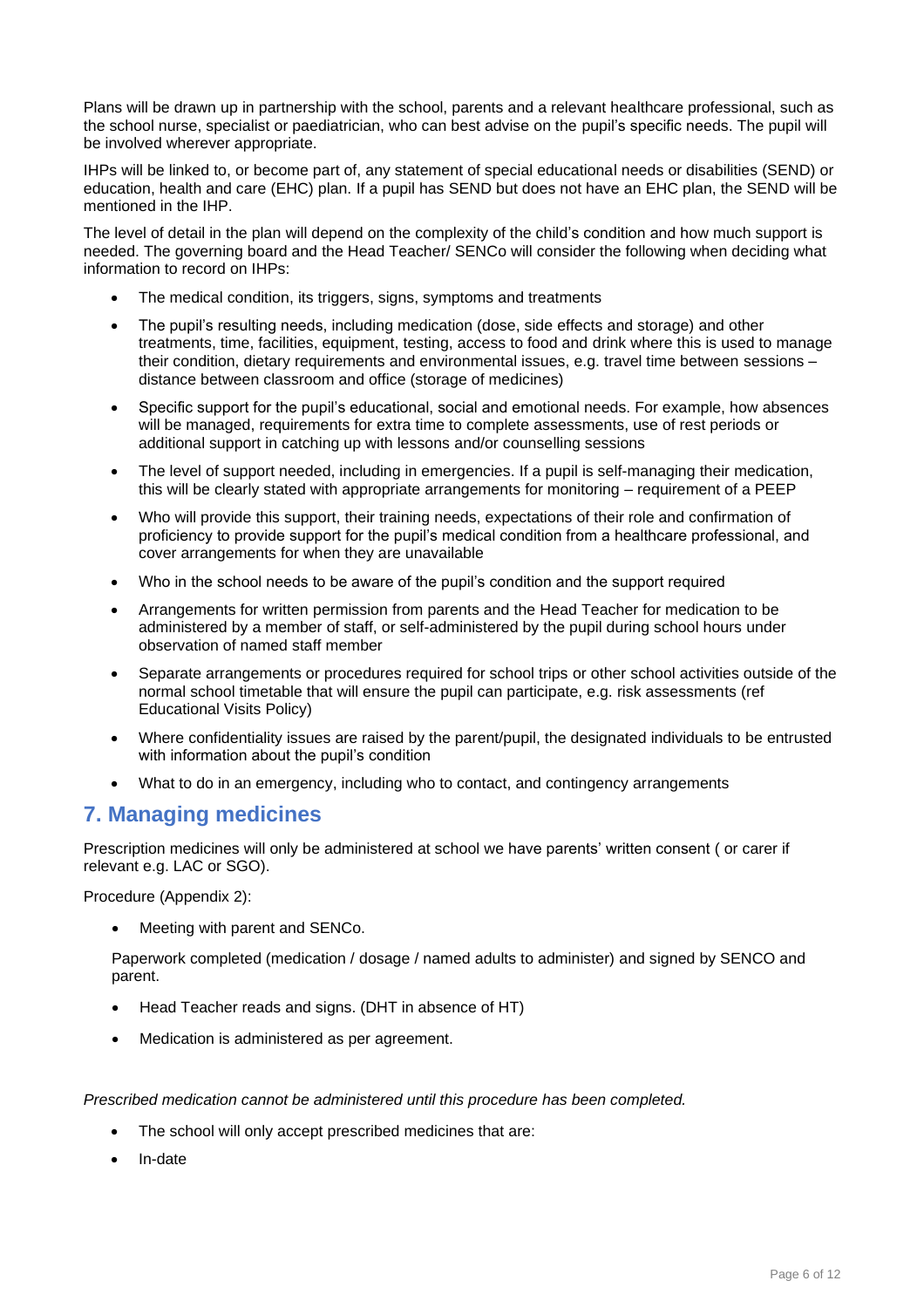Plans will be drawn up in partnership with the school, parents and a relevant healthcare professional, such as the school nurse, specialist or paediatrician, who can best advise on the pupil's specific needs. The pupil will be involved wherever appropriate.

IHPs will be linked to, or become part of, any statement of special educational needs or disabilities (SEND) or education, health and care (EHC) plan. If a pupil has SEND but does not have an EHC plan, the SEND will be mentioned in the IHP.

The level of detail in the plan will depend on the complexity of the child's condition and how much support is needed. The governing board and the Head Teacher/ SENCo will consider the following when deciding what information to record on IHPs:

- The medical condition, its triggers, signs, symptoms and treatments
- The pupil's resulting needs, including medication (dose, side effects and storage) and other treatments, time, facilities, equipment, testing, access to food and drink where this is used to manage their condition, dietary requirements and environmental issues, e.g. travel time between sessions – distance between classroom and office (storage of medicines)
- Specific support for the pupil's educational, social and emotional needs. For example, how absences will be managed, requirements for extra time to complete assessments, use of rest periods or additional support in catching up with lessons and/or counselling sessions
- The level of support needed, including in emergencies. If a pupil is self-managing their medication, this will be clearly stated with appropriate arrangements for monitoring – requirement of a PEEP
- Who will provide this support, their training needs, expectations of their role and confirmation of proficiency to provide support for the pupil's medical condition from a healthcare professional, and cover arrangements for when they are unavailable
- Who in the school needs to be aware of the pupil's condition and the support required
- Arrangements for written permission from parents and the Head Teacher for medication to be administered by a member of staff, or self-administered by the pupil during school hours under observation of named staff member
- Separate arrangements or procedures required for school trips or other school activities outside of the normal school timetable that will ensure the pupil can participate, e.g. risk assessments (ref Educational Visits Policy)
- Where confidentiality issues are raised by the parent/pupil, the designated individuals to be entrusted with information about the pupil's condition
- What to do in an emergency, including who to contact, and contingency arrangements

## 7. Managing medicines

Prescription medicines will only be administered at school we have parents' written consent ( or carer if relevant e.g. LAC or SGO).

Procedure (Appendix 2):

- Meeting with parent and SENCo.

  Paperwork completed (medication / dosage / named adults to administer) and signed by SENCO and parent.

- Head Teacher reads and signs. (DHT in absence of HT)
- Medication is administered as per agreement.

*Prescribed medication cannot be administered until this procedure has been completed.*

- The school will only accept prescribed medicines that are:
- In-date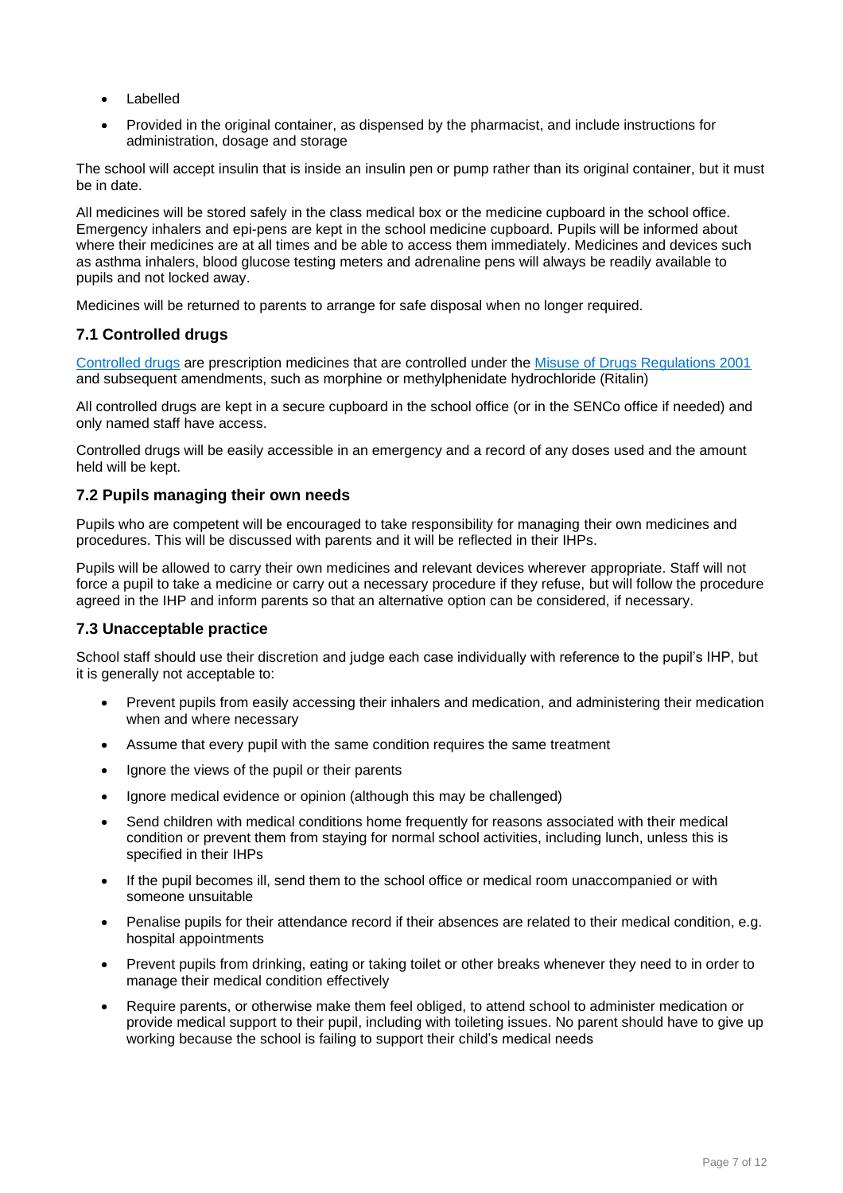- Labelled
- Provided in the original container, as dispensed by the pharmacist, and include instructions for administration, dosage and storage

The school will accept insulin that is inside an insulin pen or pump rather than its original container, but it must be in date.

All medicines will be stored safely in the class medical box or the medicine cupboard in the school office. Emergency inhalers and epi-pens are kept in the school medicine cupboard. Pupils will be informed about where their medicines are at all times and be able to access them immediately. Medicines and devices such as asthma inhalers, blood glucose testing meters and adrenaline pens will always be readily available to pupils and not locked away.

Medicines will be returned to parents to arrange for safe disposal when no longer required.

### 7.1 Controlled drugs

Controlled drugs are prescription medicines that are controlled under the Misuse of Drugs Regulations 2001 and subsequent amendments, such as morphine or methylphenidate hydrochloride (Ritalin)

All controlled drugs are kept in a secure cupboard in the school office (or in the SENCo office if needed) and only named staff have access.

Controlled drugs will be easily accessible in an emergency and a record of any doses used and the amount held will be kept.

### 7.2 Pupils managing their own needs

Pupils who are competent will be encouraged to take responsibility for managing their own medicines and procedures. This will be discussed with parents and it will be reflected in their IHPs.

Pupils will be allowed to carry their own medicines and relevant devices wherever appropriate. Staff will not force a pupil to take a medicine or carry out a necessary procedure if they refuse, but will follow the procedure agreed in the IHP and inform parents so that an alternative option can be considered, if necessary.

### 7.3 Unacceptable practice

School staff should use their discretion and judge each case individually with reference to the pupil's IHP, but it is generally not acceptable to:

- Prevent pupils from easily accessing their inhalers and medication, and administering their medication when and where necessary
- Assume that every pupil with the same condition requires the same treatment
- Ignore the views of the pupil or their parents
- Ignore medical evidence or opinion (although this may be challenged)
- Send children with medical conditions home frequently for reasons associated with their medical condition or prevent them from staying for normal school activities, including lunch, unless this is specified in their IHPs
- If the pupil becomes ill, send them to the school office or medical room unaccompanied or with someone unsuitable
- Penalise pupils for their attendance record if their absences are related to their medical condition, e.g. hospital appointments
- Prevent pupils from drinking, eating or taking toilet or other breaks whenever they need to in order to manage their medical condition effectively
- Require parents, or otherwise make them feel obliged, to attend school to administer medication or provide medical support to their pupil, including with toileting issues. No parent should have to give up working because the school is failing to support their child's medical needs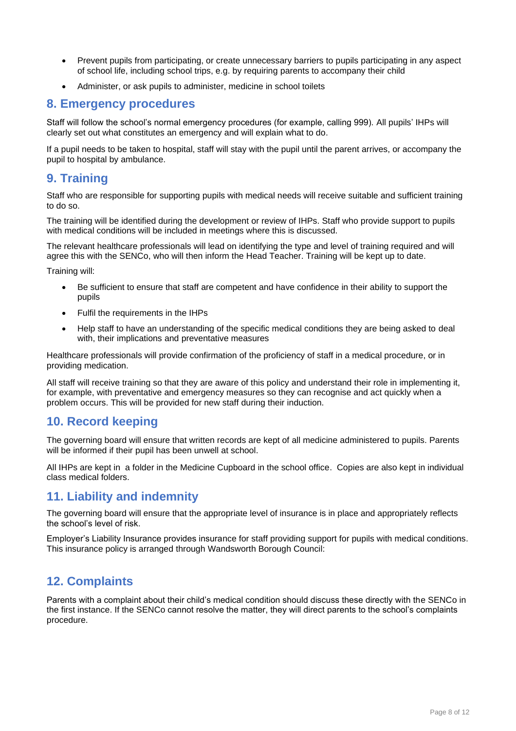- Prevent pupils from participating, or create unnecessary barriers to pupils participating in any aspect of school life, including school trips, e.g. by requiring parents to accompany their child
- Administer, or ask pupils to administer, medicine in school toilets

## 8. Emergency procedures

Staff will follow the school's normal emergency procedures (for example, calling 999). All pupils' IHPs will clearly set out what constitutes an emergency and will explain what to do.

If a pupil needs to be taken to hospital, staff will stay with the pupil until the parent arrives, or accompany the pupil to hospital by ambulance.

## 9. Training

Staff who are responsible for supporting pupils with medical needs will receive suitable and sufficient training to do so.

The training will be identified during the development or review of IHPs. Staff who provide support to pupils with medical conditions will be included in meetings where this is discussed.

The relevant healthcare professionals will lead on identifying the type and level of training required and will agree this with the SENCo, who will then inform the Head Teacher. Training will be kept up to date.

Training will:

- Be sufficient to ensure that staff are competent and have confidence in their ability to support the pupils
- Fulfil the requirements in the IHPs
- Help staff to have an understanding of the specific medical conditions they are being asked to deal with, their implications and preventative measures

Healthcare professionals will provide confirmation of the proficiency of staff in a medical procedure, or in providing medication.

All staff will receive training so that they are aware of this policy and understand their role in implementing it, for example, with preventative and emergency measures so they can recognise and act quickly when a problem occurs. This will be provided for new staff during their induction.

## 10. Record keeping

The governing board will ensure that written records are kept of all medicine administered to pupils. Parents will be informed if their pupil has been unwell at school.

All IHPs are kept in a folder in the Medicine Cupboard in the school office. Copies are also kept in individual class medical folders.

## 11. Liability and indemnity

The governing board will ensure that the appropriate level of insurance is in place and appropriately reflects the school's level of risk.

Employer's Liability Insurance provides insurance for staff providing support for pupils with medical conditions. This insurance policy is arranged through Wandsworth Borough Council:

## 12. Complaints

Parents with a complaint about their child's medical condition should discuss these directly with the SENCo in the first instance. If the SENCo cannot resolve the matter, they will direct parents to the school's complaints procedure.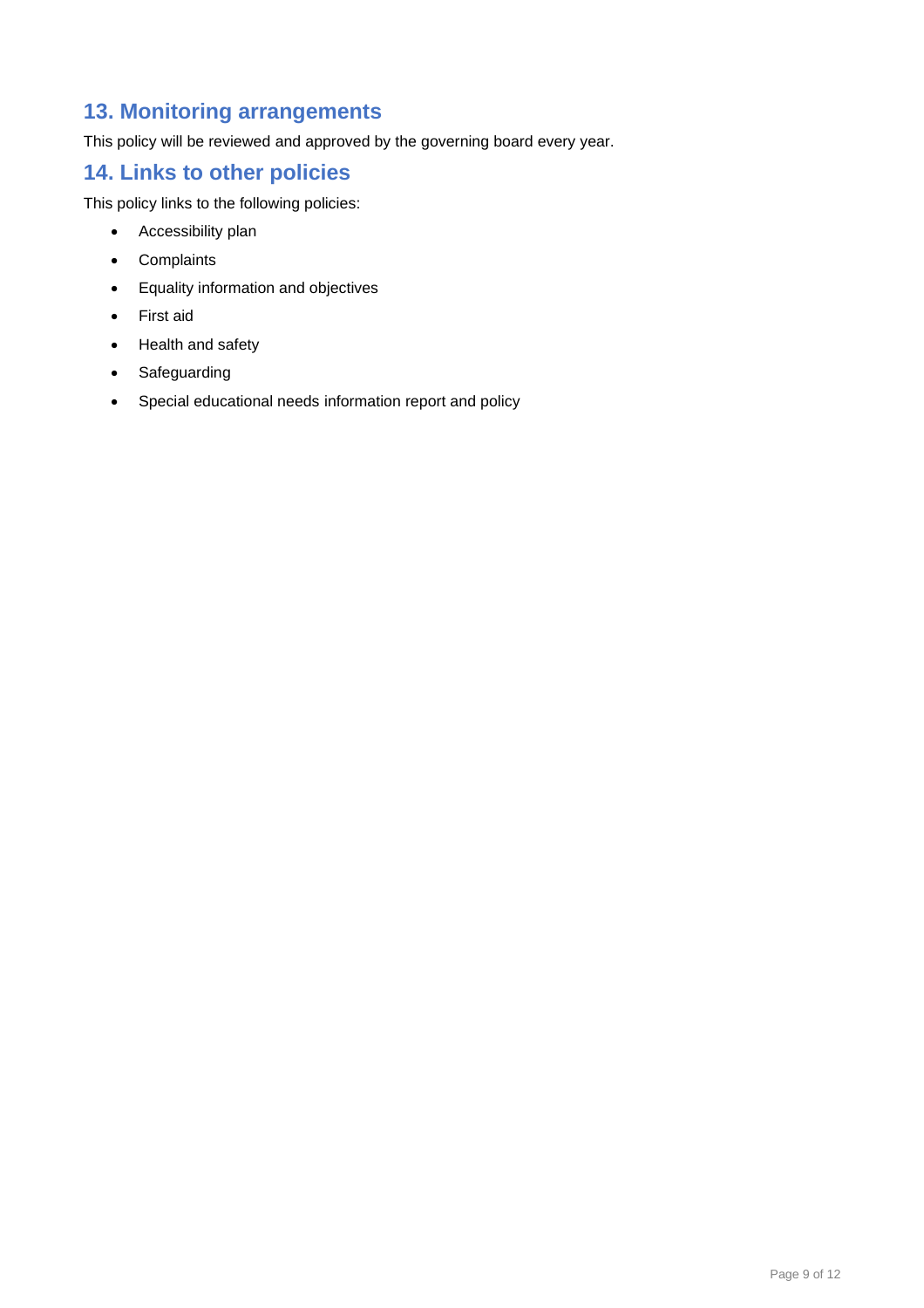## 13. Monitoring arrangements

This policy will be reviewed and approved by the governing board every year.

## 14. Links to other policies

This policy links to the following policies:

- Accessibility plan
- Complaints
- Equality information and objectives
- First aid
- Health and safety
- Safeguarding
- Special educational needs information report and policy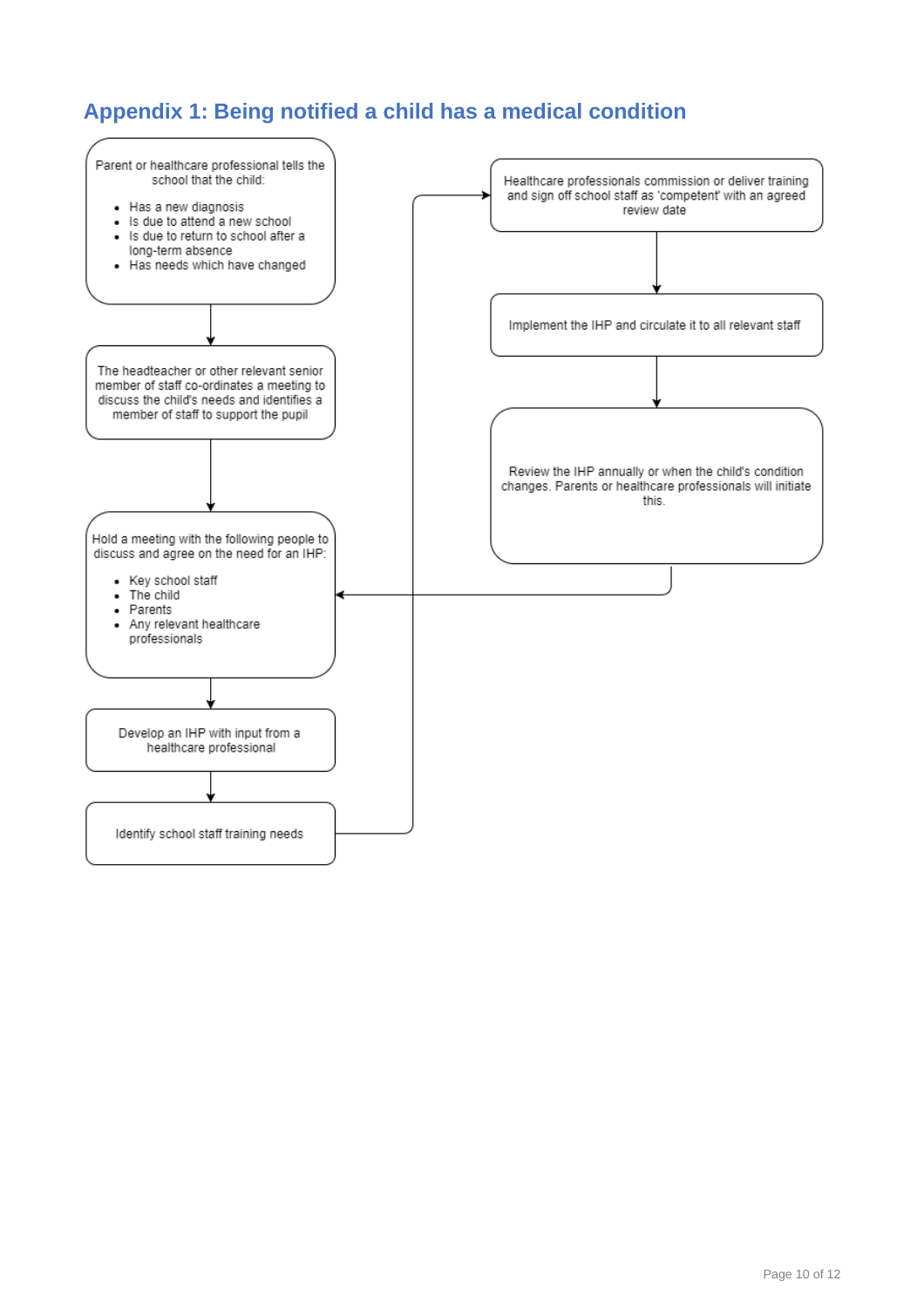## Appendix 1: Being notified a child has a medical condition

Parent or healthcare professional tells the school that the child:

- Has a new diagnosis
- Is due to attend a new school
- Is due to return to school after a long-term absence
- Has needs which have changed

↓

The headteacher or other relevant senior member of staff co-ordinates a meeting to discuss the child's needs and identifies a member of staff to support the pupil

↓

Hold a meeting with the following people to discuss and agree on the need for an IHP:

- Key school staff
- The child
- Parents
- Any relevant healthcare professionals

↓

Develop an IHP with input from a healthcare professional

↓

Identify school staff training needs

↓

Healthcare professionals commission or deliver training and sign off school staff as 'competent' with an agreed review date

↓

Implement the IHP and circulate it to all relevant staff

↓

Review the IHP annually or when the child's condition changes. Parents or healthcare professionals will initiate this.

↓ (returns to "Hold a meeting with the following people to discuss and agree on the need for an IHP")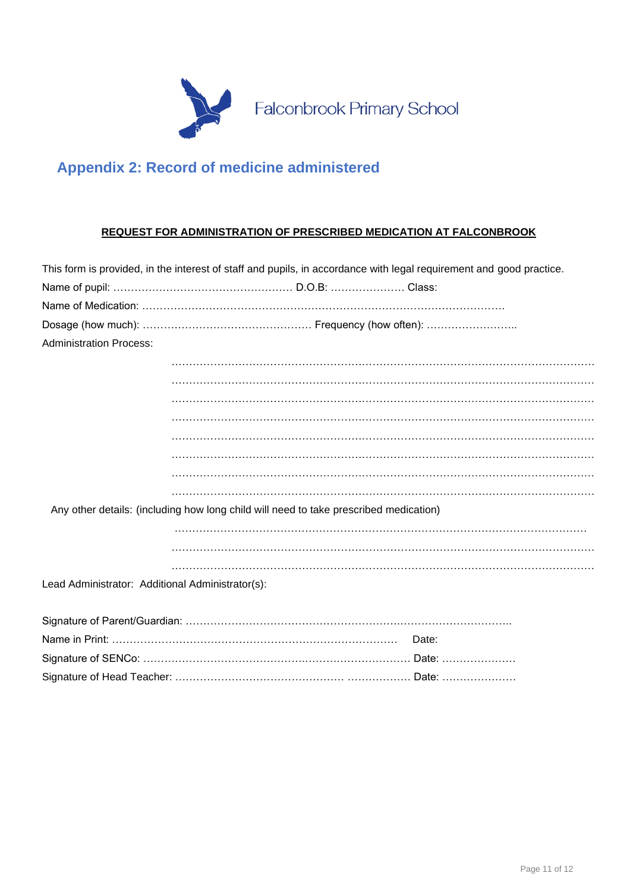Falconbrook Primary School

## Appendix 2: Record of medicine administered

**REQUEST FOR ADMINISTRATION OF PRESCRIBED MEDICATION AT FALCONBROOK**

This form is provided, in the interest of staff and pupils, in accordance with legal requirement and good practice.

Name of pupil: …………………………………………… D.O.B: ………………… Class:

Name of Medication: ……………………………………………………………………………………….

Dosage (how much): ………………………………………… Frequency (how often): ……………………..

Administration Process:

……………………………………………………………………………………………………………

……………………………………………………………………………………………………………

……………………………………………………………………………………………………………

……………………………………………………………………………………………………………

……………………………………………………………………………………………………………

……………………………………………………………………………………………………………

……………………………………………………………………………………………………………

……………………………………………………………………………………………………………

Any other details: (including how long child will need to take prescribed medication)

……………………………………………………………………………………………………………

……………………………………………………………………………………………………………

……………………………………………………………………………………………………………

Lead Administrator: Additional Administrator(s):

Signature of Parent/Guardian: ………………………………………………………………………………..

Name in Print: ……………………………………………………………………… Date:

Signature of SENCo: ………………………………………………………………… Date: …………………

Signature of Head Teacher: ………………………………………… ……………… Date: …………………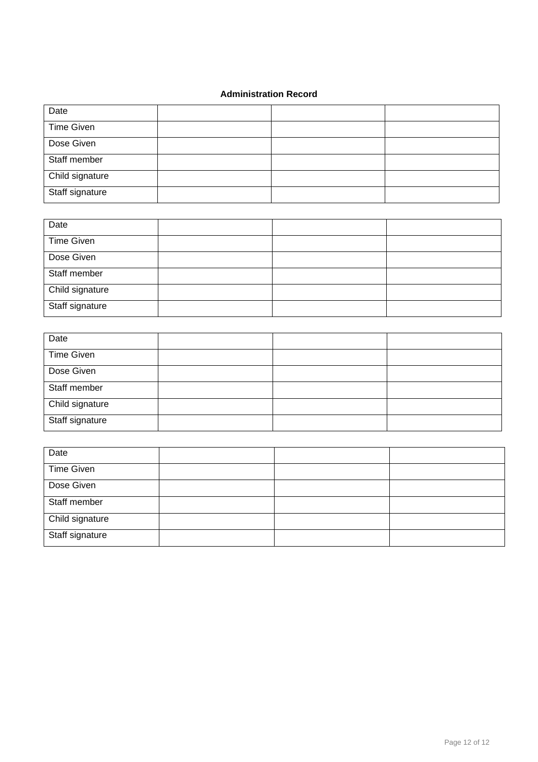**Administration Record**

| | | | |
|---|---|---|---|
| Date | | | |
| Time Given | | | |
| Dose Given | | | |
| Staff member | | | |
| Child signature | | | |
| Staff signature | | | |

| | | | |
|---|---|---|---|
| Date | | | |
| Time Given | | | |
| Dose Given | | | |
| Staff member | | | |
| Child signature | | | |
| Staff signature | | | |

| | | | |
|---|---|---|---|
| Date | | | |
| Time Given | | | |
| Dose Given | | | |
| Staff member | | | |
| Child signature | | | |
| Staff signature | | | |

| | | | |
|---|---|---|---|
| Date | | | |
| Time Given | | | |
| Dose Given | | | |
| Staff member | | | |
| Child signature | | | |
| Staff signature | | | |